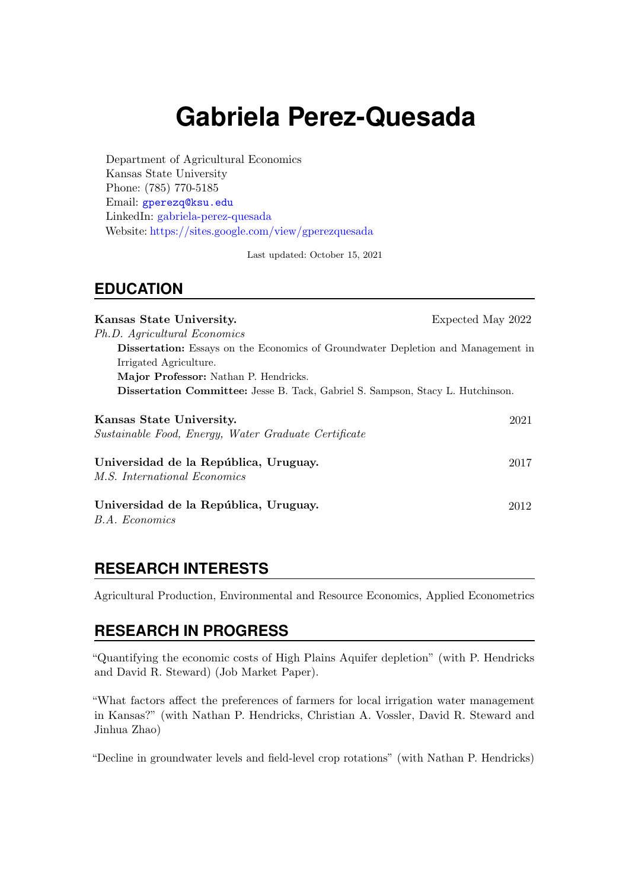# Gabriela Perez-Quesada

Department of Agricultural Economics
Kansas State University
Phone: (785) 770-5185
Email: gperezq@ksu.edu
LinkedIn: gabriela-perez-quesada
Website: https://sites.google.com/view/gperezquesada

Last updated: October 15, 2021

## EDUCATION

**Kansas State University.** Expected May 2022
*Ph.D. Agricultural Economics*
**Dissertation:** Essays on the Economics of Groundwater Depletion and Management in Irrigated Agriculture.
**Major Professor:** Nathan P. Hendricks.
**Dissertation Committee:** Jesse B. Tack, Gabriel S. Sampson, Stacy L. Hutchinson.

**Kansas State University.** 2021
*Sustainable Food, Energy, Water Graduate Certificate*

**Universidad de la República, Uruguay.** 2017
*M.S. International Economics*

**Universidad de la República, Uruguay.** 2012
*B.A. Economics*

## RESEARCH INTERESTS

Agricultural Production, Environmental and Resource Economics, Applied Econometrics

## RESEARCH IN PROGRESS

"Quantifying the economic costs of High Plains Aquifer depletion" (with P. Hendricks and David R. Steward) (Job Market Paper).

"What factors affect the preferences of farmers for local irrigation water management in Kansas?" (with Nathan P. Hendricks, Christian A. Vossler, David R. Steward and Jinhua Zhao)

"Decline in groundwater levels and field-level crop rotations" (with Nathan P. Hendricks)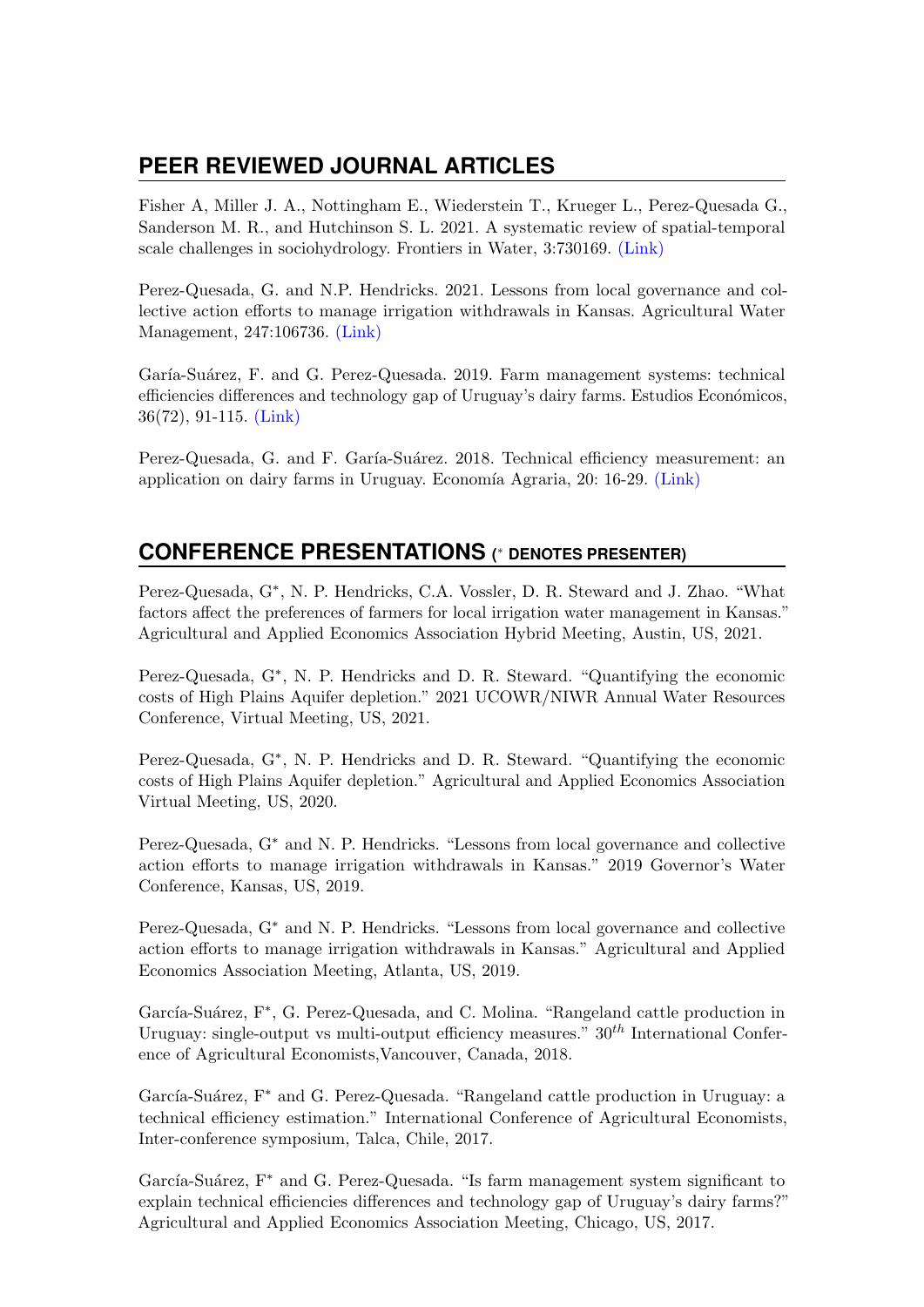## PEER REVIEWED JOURNAL ARTICLES

Fisher A, Miller J. A., Nottingham E., Wiederstein T., Krueger L., Perez-Quesada G., Sanderson M. R., and Hutchinson S. L. 2021. A systematic review of spatial-temporal scale challenges in sociohydrology. Frontiers in Water, 3:730169. (Link)

Perez-Quesada, G. and N.P. Hendricks. 2021. Lessons from local governance and collective action efforts to manage irrigation withdrawals in Kansas. Agricultural Water Management, 247:106736. (Link)

Garía-Suárez, F. and G. Perez-Quesada. 2019. Farm management systems: technical efficiencies differences and technology gap of Uruguay's dairy farms. Estudios Económicos, 36(72), 91-115. (Link)

Perez-Quesada, G. and F. Garía-Suárez. 2018. Technical efficiency measurement: an application on dairy farms in Uruguay. Economía Agraria, 20: 16-29. (Link)

## CONFERENCE PRESENTATIONS (* DENOTES PRESENTER)

Perez-Quesada, G*, N. P. Hendricks, C.A. Vossler, D. R. Steward and J. Zhao. "What factors affect the preferences of farmers for local irrigation water management in Kansas." Agricultural and Applied Economics Association Hybrid Meeting, Austin, US, 2021.

Perez-Quesada, G*, N. P. Hendricks and D. R. Steward. "Quantifying the economic costs of High Plains Aquifer depletion." 2021 UCOWR/NIWR Annual Water Resources Conference, Virtual Meeting, US, 2021.

Perez-Quesada, G*, N. P. Hendricks and D. R. Steward. "Quantifying the economic costs of High Plains Aquifer depletion." Agricultural and Applied Economics Association Virtual Meeting, US, 2020.

Perez-Quesada, G* and N. P. Hendricks. "Lessons from local governance and collective action efforts to manage irrigation withdrawals in Kansas." 2019 Governor's Water Conference, Kansas, US, 2019.

Perez-Quesada, G* and N. P. Hendricks. "Lessons from local governance and collective action efforts to manage irrigation withdrawals in Kansas." Agricultural and Applied Economics Association Meeting, Atlanta, US, 2019.

García-Suárez, F*, G. Perez-Quesada, and C. Molina. "Rangeland cattle production in Uruguay: single-output vs multi-output efficiency measures." $30^{th}$ International Conference of Agricultural Economists,Vancouver, Canada, 2018.

García-Suárez, F* and G. Perez-Quesada. "Rangeland cattle production in Uruguay: a technical efficiency estimation." International Conference of Agricultural Economists, Inter-conference symposium, Talca, Chile, 2017.

García-Suárez, F* and G. Perez-Quesada. "Is farm management system significant to explain technical efficiencies differences and technology gap of Uruguay's dairy farms?" Agricultural and Applied Economics Association Meeting, Chicago, US, 2017.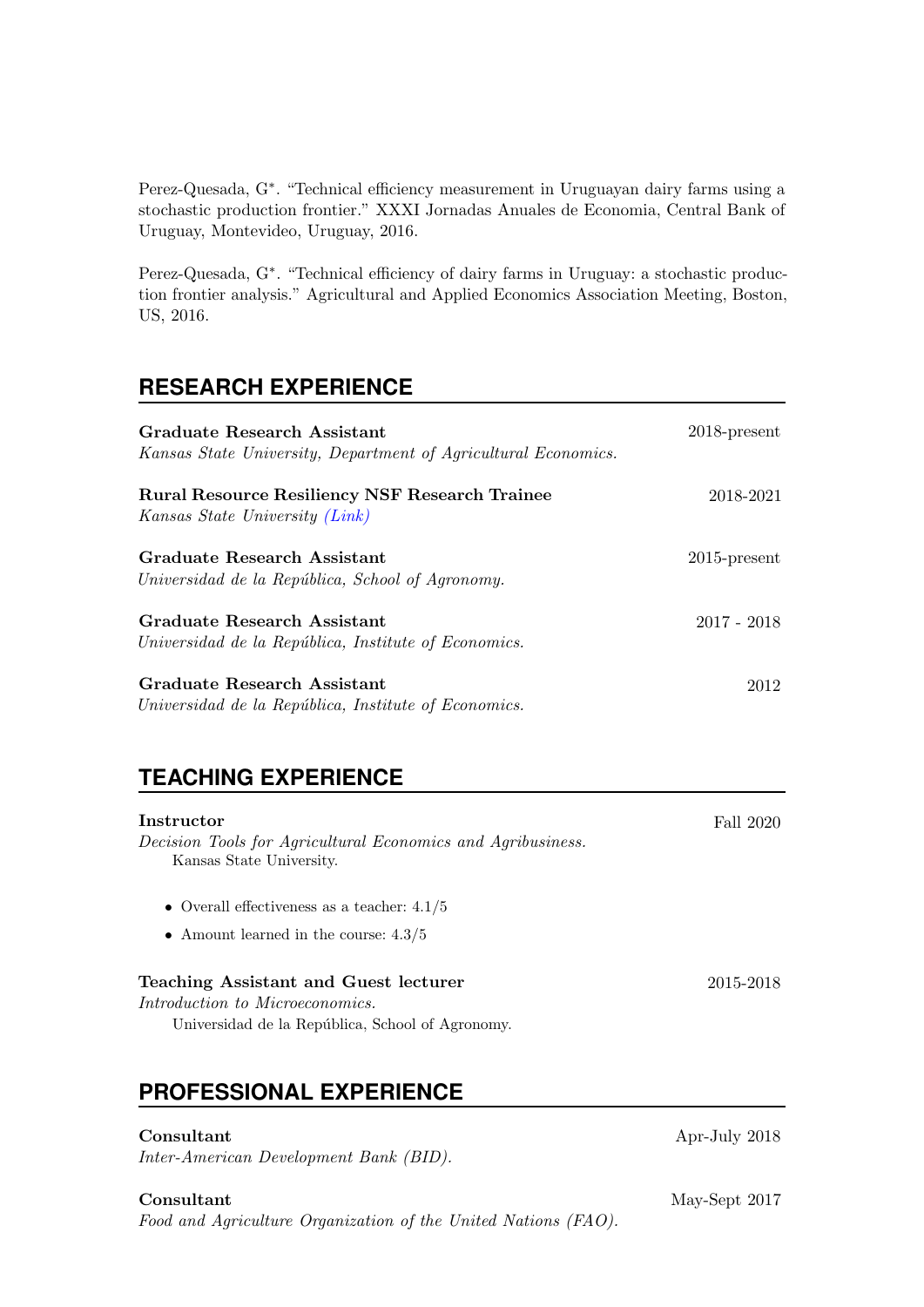Perez-Quesada, G*. "Technical efficiency measurement in Uruguayan dairy farms using a stochastic production frontier." XXXI Jornadas Anuales de Economia, Central Bank of Uruguay, Montevideo, Uruguay, 2016.

Perez-Quesada, G*. "Technical efficiency of dairy farms in Uruguay: a stochastic production frontier analysis." Agricultural and Applied Economics Association Meeting, Boston, US, 2016.

## RESEARCH EXPERIENCE

**Graduate Research Assistant** 2018-present
*Kansas State University, Department of Agricultural Economics.*

**Rural Resource Resiliency NSF Research Trainee** 2018-2021
*Kansas State University (Link)*

**Graduate Research Assistant** 2015-present
*Universidad de la República, School of Agronomy.*

**Graduate Research Assistant** 2017 - 2018
*Universidad de la República, Institute of Economics.*

**Graduate Research Assistant** 2012
*Universidad de la República, Institute of Economics.*

## TEACHING EXPERIENCE

**Instructor** Fall 2020
*Decision Tools for Agricultural Economics and Agribusiness.*
Kansas State University.

- Overall effectiveness as a teacher: 4.1/5
- Amount learned in the course: 4.3/5

**Teaching Assistant and Guest lecturer** 2015-2018
*Introduction to Microeconomics.*
Universidad de la República, School of Agronomy.

## PROFESSIONAL EXPERIENCE

**Consultant** Apr-July 2018
*Inter-American Development Bank (BID).*

**Consultant** May-Sept 2017
*Food and Agriculture Organization of the United Nations (FAO).*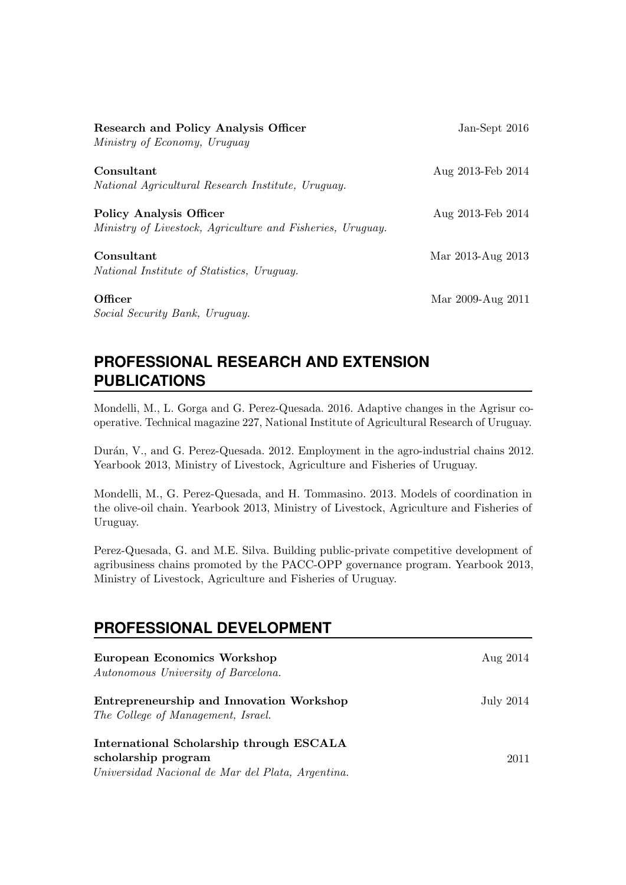**Research and Policy Analysis Officer** Jan-Sept 2016
*Ministry of Economy, Uruguay*

**Consultant** Aug 2013-Feb 2014
*National Agricultural Research Institute, Uruguay.*

**Policy Analysis Officer** Aug 2013-Feb 2014
*Ministry of Livestock, Agriculture and Fisheries, Uruguay.*

**Consultant** Mar 2013-Aug 2013
*National Institute of Statistics, Uruguay.*

**Officer** Mar 2009-Aug 2011
*Social Security Bank, Uruguay.*

## PROFESSIONAL RESEARCH AND EXTENSION PUBLICATIONS

Mondelli, M., L. Gorga and G. Perez-Quesada. 2016. Adaptive changes in the Agrisur cooperative. Technical magazine 227, National Institute of Agricultural Research of Uruguay.

Durán, V., and G. Perez-Quesada. 2012. Employment in the agro-industrial chains 2012. Yearbook 2013, Ministry of Livestock, Agriculture and Fisheries of Uruguay.

Mondelli, M., G. Perez-Quesada, and H. Tommasino. 2013. Models of coordination in the olive-oil chain. Yearbook 2013, Ministry of Livestock, Agriculture and Fisheries of Uruguay.

Perez-Quesada, G. and M.E. Silva. Building public-private competitive development of agribusiness chains promoted by the PACC-OPP governance program. Yearbook 2013, Ministry of Livestock, Agriculture and Fisheries of Uruguay.

## PROFESSIONAL DEVELOPMENT

**European Economics Workshop** Aug 2014
*Autonomous University of Barcelona.*

**Entrepreneurship and Innovation Workshop** July 2014
*The College of Management, Israel.*

**International Scholarship through ESCALA scholarship program** 2011
*Universidad Nacional de Mar del Plata, Argentina.*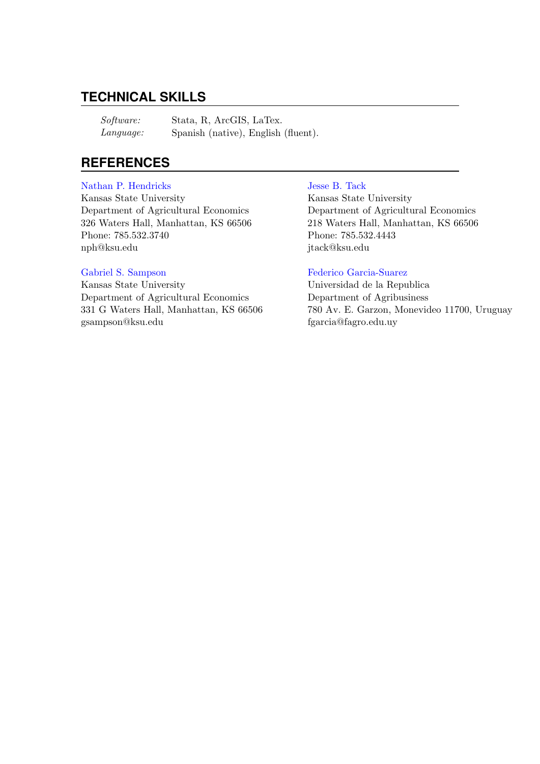## TECHNICAL SKILLS

| | |
|---|---|
| *Software:* | Stata, R, ArcGIS, LaTex. |
| *Language:* | Spanish (native), English (fluent). |

## REFERENCES

Nathan P. Hendricks
Kansas State University
Department of Agricultural Economics
326 Waters Hall, Manhattan, KS 66506
Phone: 785.532.3740
nph@ksu.edu

Jesse B. Tack
Kansas State University
Department of Agricultural Economics
218 Waters Hall, Manhattan, KS 66506
Phone: 785.532.4443
jtack@ksu.edu

Gabriel S. Sampson
Kansas State University
Department of Agricultural Economics
331 G Waters Hall, Manhattan, KS 66506
gsampson@ksu.edu

Federico Garcia-Suarez
Universidad de la Republica
Department of Agribusiness
780 Av. E. Garzon, Monevideo 11700, Uruguay
fgarcia@fagro.edu.uy